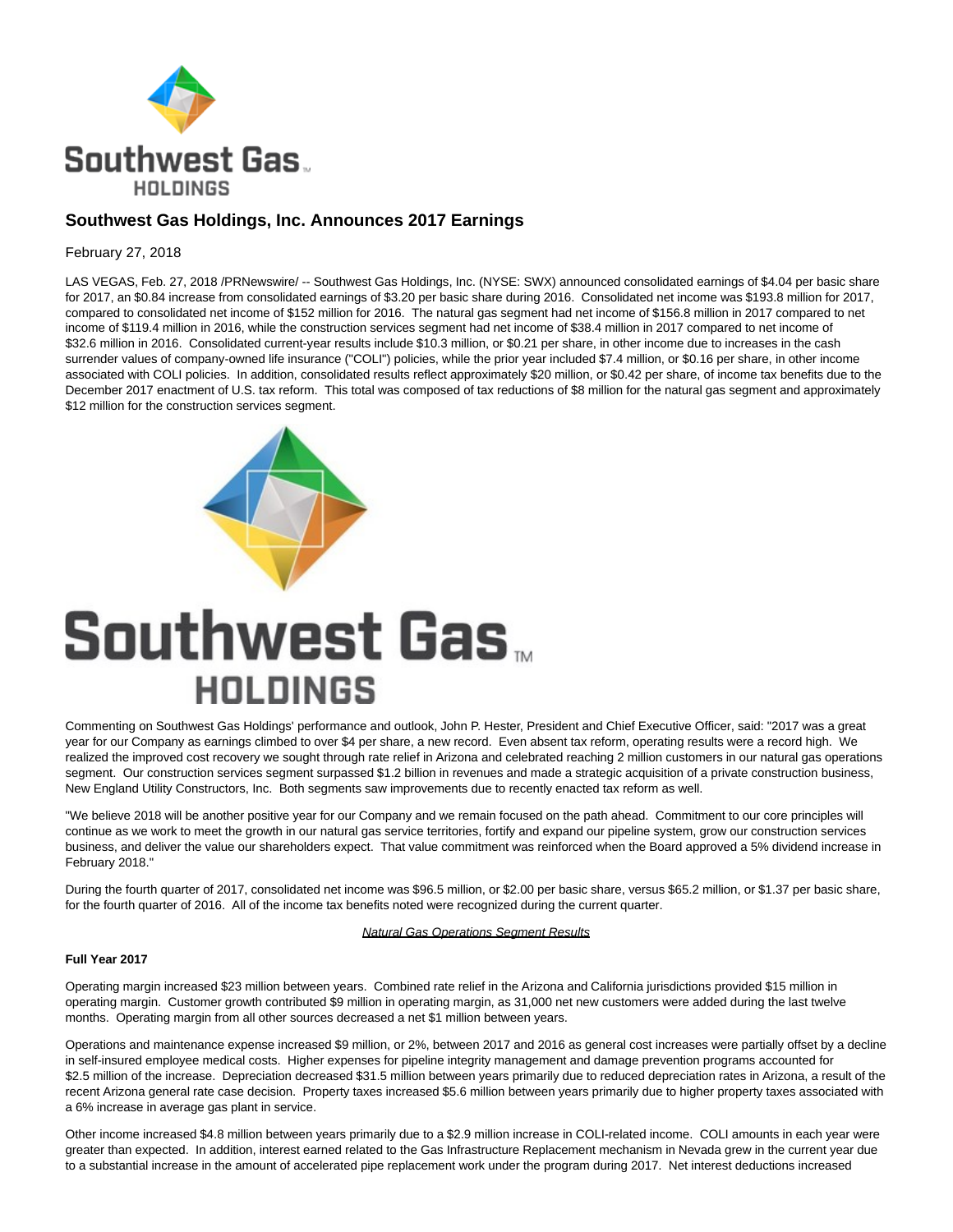# Southwest Gas Holdings, Inc. Announces 2017 Earnings

February 27, 2018

LAS VEGAS, Feb. 27, 2018 /PRNewswire/ -- Southwest Gas Holdings, Inc. (NYSE: SWX) announced consolidated earnings of $4.04 per basic share for 2017, an $0.84 increase from consolidated earnings of $3.20 per basic share during 2016. Consolidated net income was $193.8 million for 2017, compared to consolidated net income of $152 million for 2016. The natural gas segment had net income of $156.8 million in 2017 compared to net income of $119.4 million in 2016, while the construction services segment had net income of $38.4 million in 2017 compared to net income of $32.6 million in 2016. Consolidated current-year results include $10.3 million, or $0.21 per share, in other income due to increases in the cash surrender values of company-owned life insurance ("COLI") policies, while the prior year included $7.4 million, or $0.16 per share, in other income associated with COLI policies. In addition, consolidated results reflect approximately $20 million, or $0.42 per share, of income tax benefits due to the December 2017 enactment of U.S. tax reform. This total was composed of tax reductions of $8 million for the natural gas segment and approximately $12 million for the construction services segment.

Commenting on Southwest Gas Holdings' performance and outlook, John P. Hester, President and Chief Executive Officer, said: "2017 was a great year for our Company as earnings climbed to over $4 per share, a new record. Even absent tax reform, operating results were a record high. We realized the improved cost recovery we sought through rate relief in Arizona and celebrated reaching 2 million customers in our natural gas operations segment. Our construction services segment surpassed $1.2 billion in revenues and made a strategic acquisition of a private construction business, New England Utility Constructors, Inc. Both segments saw improvements due to recently enacted tax reform as well.

"We believe 2018 will be another positive year for our Company and we remain focused on the path ahead. Commitment to our core principles will continue as we work to meet the growth in our natural gas service territories, fortify and expand our pipeline system, grow our construction services business, and deliver the value our shareholders expect. That value commitment was reinforced when the Board approved a 5% dividend increase in February 2018."

During the fourth quarter of 2017, consolidated net income was $96.5 million, or $2.00 per basic share, versus $65.2 million, or $1.37 per basic share, for the fourth quarter of 2016. All of the income tax benefits noted were recognized during the current quarter.

*Natural Gas Operations Segment Results*

**Full Year 2017**

Operating margin increased $23 million between years. Combined rate relief in the Arizona and California jurisdictions provided $15 million in operating margin. Customer growth contributed $9 million in operating margin, as 31,000 net new customers were added during the last twelve months. Operating margin from all other sources decreased a net $1 million between years.

Operations and maintenance expense increased $9 million, or 2%, between 2017 and 2016 as general cost increases were partially offset by a decline in self-insured employee medical costs. Higher expenses for pipeline integrity management and damage prevention programs accounted for $2.5 million of the increase. Depreciation decreased $31.5 million between years primarily due to reduced depreciation rates in Arizona, a result of the recent Arizona general rate case decision. Property taxes increased $5.6 million between years primarily due to higher property taxes associated with a 6% increase in average gas plant in service.

Other income increased $4.8 million between years primarily due to a $2.9 million increase in COLI-related income. COLI amounts in each year were greater than expected. In addition, interest earned related to the Gas Infrastructure Replacement mechanism in Nevada grew in the current year due to a substantial increase in the amount of accelerated pipe replacement work under the program during 2017. Net interest deductions increased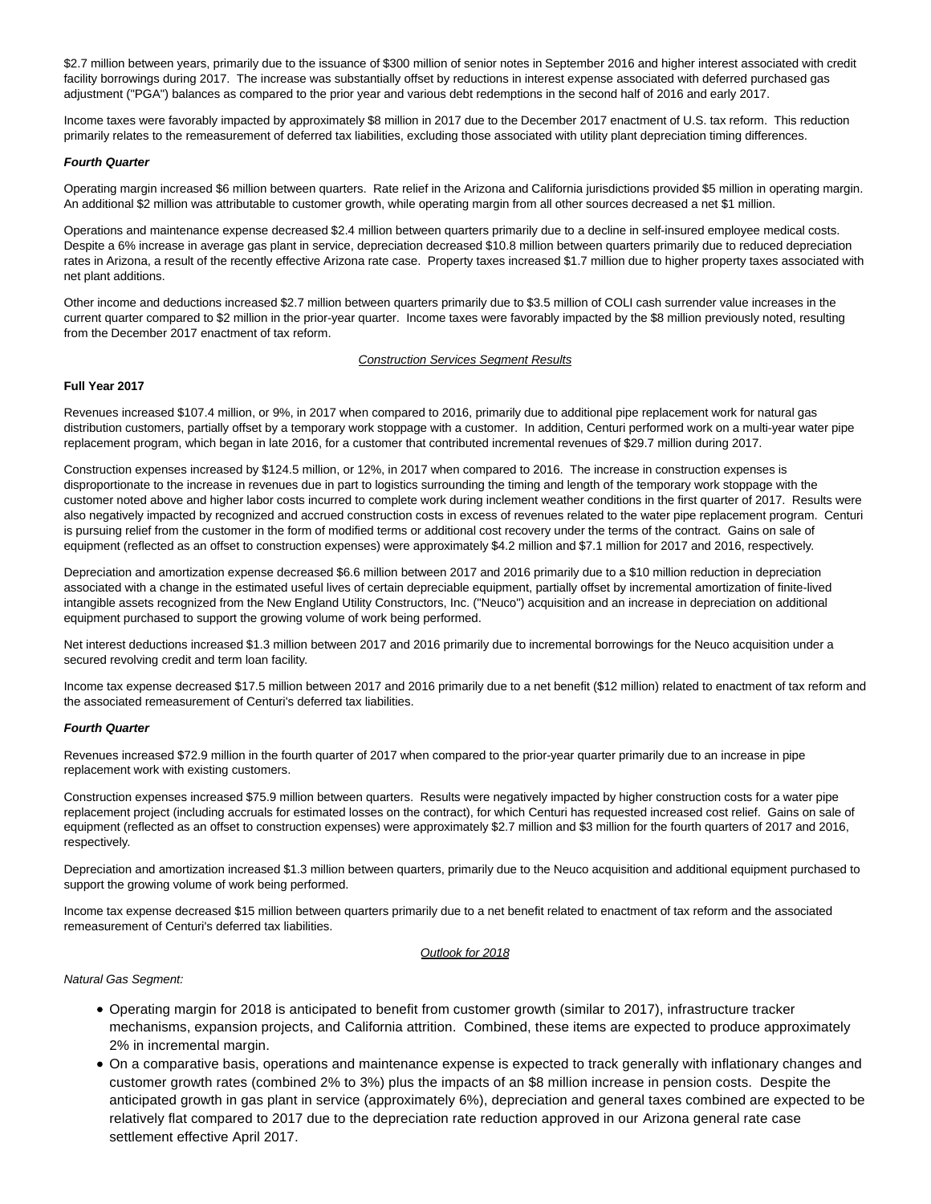$2.7 million between years, primarily due to the issuance of $300 million of senior notes in September 2016 and higher interest associated with credit facility borrowings during 2017. The increase was substantially offset by reductions in interest expense associated with deferred purchased gas adjustment ("PGA") balances as compared to the prior year and various debt redemptions in the second half of 2016 and early 2017.

Income taxes were favorably impacted by approximately $8 million in 2017 due to the December 2017 enactment of U.S. tax reform. This reduction primarily relates to the remeasurement of deferred tax liabilities, excluding those associated with utility plant depreciation timing differences.

***Fourth Quarter***

Operating margin increased $6 million between quarters. Rate relief in the Arizona and California jurisdictions provided $5 million in operating margin. An additional $2 million was attributable to customer growth, while operating margin from all other sources decreased a net $1 million.

Operations and maintenance expense decreased $2.4 million between quarters primarily due to a decline in self-insured employee medical costs. Despite a 6% increase in average gas plant in service, depreciation decreased $10.8 million between quarters primarily due to reduced depreciation rates in Arizona, a result of the recently effective Arizona rate case. Property taxes increased $1.7 million due to higher property taxes associated with net plant additions.

Other income and deductions increased $2.7 million between quarters primarily due to $3.5 million of COLI cash surrender value increases in the current quarter compared to $2 million in the prior-year quarter. Income taxes were favorably impacted by the $8 million previously noted, resulting from the December 2017 enactment of tax reform.

## Construction Services Segment Results

**Full Year 2017**

Revenues increased $107.4 million, or 9%, in 2017 when compared to 2016, primarily due to additional pipe replacement work for natural gas distribution customers, partially offset by a temporary work stoppage with a customer. In addition, Centuri performed work on a multi-year water pipe replacement program, which began in late 2016, for a customer that contributed incremental revenues of $29.7 million during 2017.

Construction expenses increased by $124.5 million, or 12%, in 2017 when compared to 2016. The increase in construction expenses is disproportionate to the increase in revenues due in part to logistics surrounding the timing and length of the temporary work stoppage with the customer noted above and higher labor costs incurred to complete work during inclement weather conditions in the first quarter of 2017. Results were also negatively impacted by recognized and accrued construction costs in excess of revenues related to the water pipe replacement program. Centuri is pursuing relief from the customer in the form of modified terms or additional cost recovery under the terms of the contract. Gains on sale of equipment (reflected as an offset to construction expenses) were approximately $4.2 million and $7.1 million for 2017 and 2016, respectively.

Depreciation and amortization expense decreased $6.6 million between 2017 and 2016 primarily due to a $10 million reduction in depreciation associated with a change in the estimated useful lives of certain depreciable equipment, partially offset by incremental amortization of finite-lived intangible assets recognized from the New England Utility Constructors, Inc. ("Neuco") acquisition and an increase in depreciation on additional equipment purchased to support the growing volume of work being performed.

Net interest deductions increased $1.3 million between 2017 and 2016 primarily due to incremental borrowings for the Neuco acquisition under a secured revolving credit and term loan facility.

Income tax expense decreased $17.5 million between 2017 and 2016 primarily due to a net benefit ($12 million) related to enactment of tax reform and the associated remeasurement of Centuri's deferred tax liabilities.

***Fourth Quarter***

Revenues increased $72.9 million in the fourth quarter of 2017 when compared to the prior-year quarter primarily due to an increase in pipe replacement work with existing customers.

Construction expenses increased $75.9 million between quarters. Results were negatively impacted by higher construction costs for a water pipe replacement project (including accruals for estimated losses on the contract), for which Centuri has requested increased cost relief. Gains on sale of equipment (reflected as an offset to construction expenses) were approximately $2.7 million and $3 million for the fourth quarters of 2017 and 2016, respectively.

Depreciation and amortization increased $1.3 million between quarters, primarily due to the Neuco acquisition and additional equipment purchased to support the growing volume of work being performed.

Income tax expense decreased $15 million between quarters primarily due to a net benefit related to enactment of tax reform and the associated remeasurement of Centuri's deferred tax liabilities.

## Outlook for 2018

*Natural Gas Segment:*

- Operating margin for 2018 is anticipated to benefit from customer growth (similar to 2017), infrastructure tracker mechanisms, expansion projects, and California attrition. Combined, these items are expected to produce approximately 2% in incremental margin.
- On a comparative basis, operations and maintenance expense is expected to track generally with inflationary changes and customer growth rates (combined 2% to 3%) plus the impacts of an $8 million increase in pension costs. Despite the anticipated growth in gas plant in service (approximately 6%), depreciation and general taxes combined are expected to be relatively flat compared to 2017 due to the depreciation rate reduction approved in our Arizona general rate case settlement effective April 2017.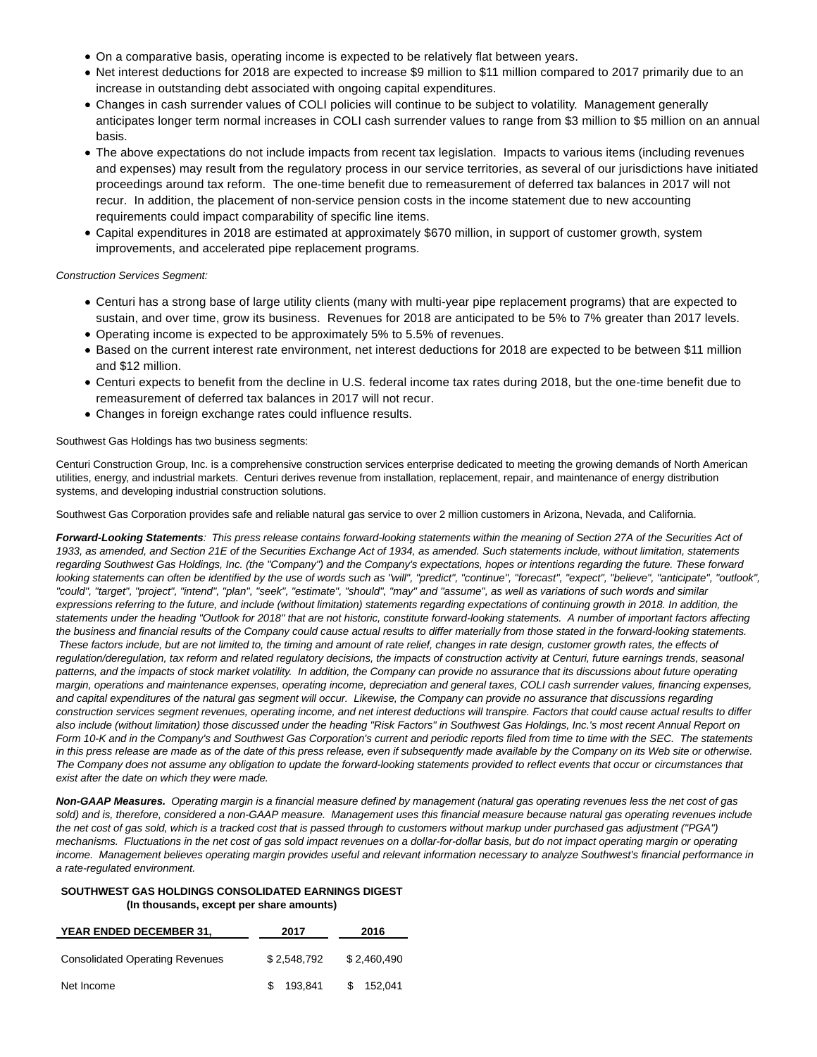- On a comparative basis, operating income is expected to be relatively flat between years.
- Net interest deductions for 2018 are expected to increase $9 million to $11 million compared to 2017 primarily due to an increase in outstanding debt associated with ongoing capital expenditures.
- Changes in cash surrender values of COLI policies will continue to be subject to volatility. Management generally anticipates longer term normal increases in COLI cash surrender values to range from $3 million to $5 million on an annual basis.
- The above expectations do not include impacts from recent tax legislation. Impacts to various items (including revenues and expenses) may result from the regulatory process in our service territories, as several of our jurisdictions have initiated proceedings around tax reform. The one-time benefit due to remeasurement of deferred tax balances in 2017 will not recur. In addition, the placement of non-service pension costs in the income statement due to new accounting requirements could impact comparability of specific line items.
- Capital expenditures in 2018 are estimated at approximately $670 million, in support of customer growth, system improvements, and accelerated pipe replacement programs.

*Construction Services Segment:*

- Centuri has a strong base of large utility clients (many with multi-year pipe replacement programs) that are expected to sustain, and over time, grow its business. Revenues for 2018 are anticipated to be 5% to 7% greater than 2017 levels.
- Operating income is expected to be approximately 5% to 5.5% of revenues.
- Based on the current interest rate environment, net interest deductions for 2018 are expected to be between $11 million and $12 million.
- Centuri expects to benefit from the decline in U.S. federal income tax rates during 2018, but the one-time benefit due to remeasurement of deferred tax balances in 2017 will not recur.
- Changes in foreign exchange rates could influence results.

Southwest Gas Holdings has two business segments:

Centuri Construction Group, Inc. is a comprehensive construction services enterprise dedicated to meeting the growing demands of North American utilities, energy, and industrial markets. Centuri derives revenue from installation, replacement, repair, and maintenance of energy distribution systems, and developing industrial construction solutions.

Southwest Gas Corporation provides safe and reliable natural gas service to over 2 million customers in Arizona, Nevada, and California.

***Forward-Looking Statements****: This press release contains forward-looking statements within the meaning of Section 27A of the Securities Act of 1933, as amended, and Section 21E of the Securities Exchange Act of 1934, as amended. Such statements include, without limitation, statements regarding Southwest Gas Holdings, Inc. (the "Company") and the Company's expectations, hopes or intentions regarding the future. These forward looking statements can often be identified by the use of words such as "will", "predict", "continue", "forecast", "expect", "believe", "anticipate", "outlook", "could", "target", "project", "intend", "plan", "seek", "estimate", "should", "may" and "assume", as well as variations of such words and similar expressions referring to the future, and include (without limitation) statements regarding expectations of continuing growth in 2018. In addition, the statements under the heading "Outlook for 2018" that are not historic, constitute forward-looking statements. A number of important factors affecting the business and financial results of the Company could cause actual results to differ materially from those stated in the forward-looking statements. These factors include, but are not limited to, the timing and amount of rate relief, changes in rate design, customer growth rates, the effects of regulation/deregulation, tax reform and related regulatory decisions, the impacts of construction activity at Centuri, future earnings trends, seasonal patterns, and the impacts of stock market volatility. In addition, the Company can provide no assurance that its discussions about future operating margin, operations and maintenance expenses, operating income, depreciation and general taxes, COLI cash surrender values, financing expenses, and capital expenditures of the natural gas segment will occur. Likewise, the Company can provide no assurance that discussions regarding construction services segment revenues, operating income, and net interest deductions will transpire. Factors that could cause actual results to differ also include (without limitation) those discussed under the heading "Risk Factors" in Southwest Gas Holdings, Inc.'s most recent Annual Report on Form 10-K and in the Company's and Southwest Gas Corporation's current and periodic reports filed from time to time with the SEC. The statements in this press release are made as of the date of this press release, even if subsequently made available by the Company on its Web site or otherwise. The Company does not assume any obligation to update the forward-looking statements provided to reflect events that occur or circumstances that exist after the date on which they were made.*

***Non-GAAP Measures.*** *Operating margin is a financial measure defined by management (natural gas operating revenues less the net cost of gas sold) and is, therefore, considered a non-GAAP measure. Management uses this financial measure because natural gas operating revenues include the net cost of gas sold, which is a tracked cost that is passed through to customers without markup under purchased gas adjustment ("PGA") mechanisms. Fluctuations in the net cost of gas sold impact revenues on a dollar-for-dollar basis, but do not impact operating margin or operating income. Management believes operating margin provides useful and relevant information necessary to analyze Southwest's financial performance in a rate-regulated environment.*

**SOUTHWEST GAS HOLDINGS CONSOLIDATED EARNINGS DIGEST**
**(In thousands, except per share amounts)**

| YEAR ENDED DECEMBER 31, | 2017 | 2016 |
|---|---|---|
| Consolidated Operating Revenues | $ 2,548,792 | $ 2,460,490 |
| Net Income | $ 193,841 | $ 152,041 |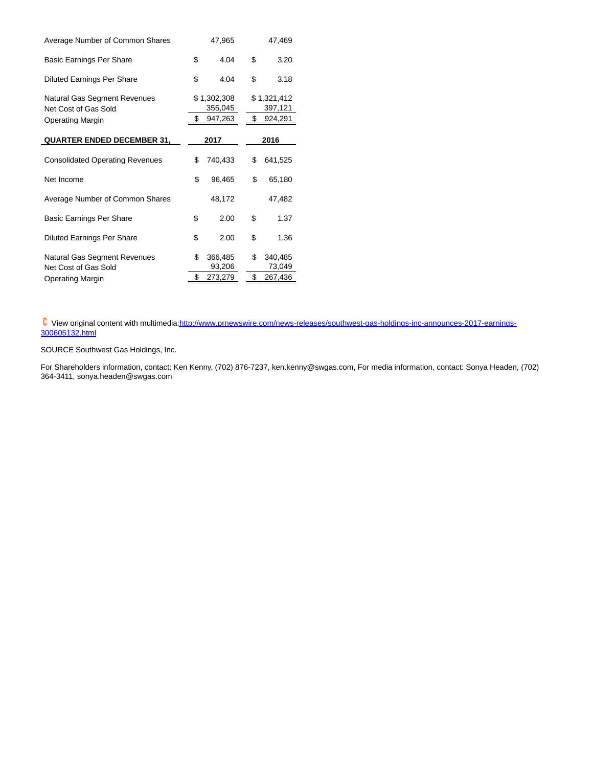| | 2017 | 2016 |
| --- | --- | --- |
| Average Number of Common Shares | 47,965 | 47,469 |
| Basic Earnings Per Share | $ 4.04 | $ 3.20 |
| Diluted Earnings Per Share | $ 4.04 | $ 3.18 |
| Natural Gas Segment Revenues | $ 1,302,308 | $ 1,321,412 |
| Net Cost of Gas Sold | 355,045 | 397,121 |
| Operating Margin | $ 947,263 | $ 924,291 |

| **QUARTER ENDED DECEMBER 31,** | **2017** | **2016** |
| --- | --- | --- |
| Consolidated Operating Revenues | $ 740,433 | $ 641,525 |
| Net Income | $ 96,465 | $ 65,180 |
| Average Number of Common Shares | 48,172 | 47,482 |
| Basic Earnings Per Share | $ 2.00 | $ 1.37 |
| Diluted Earnings Per Share | $ 2.00 | $ 1.36 |
| Natural Gas Segment Revenues | $ 366,485 | $ 340,485 |
| Net Cost of Gas Sold | 93,206 | 73,049 |
| Operating Margin | $ 273,279 | $ 267,436 |

View original content with multimedia:http://www.prnewswire.com/news-releases/southwest-gas-holdings-inc-announces-2017-earnings-300605132.html

SOURCE Southwest Gas Holdings, Inc.

For Shareholders information, contact: Ken Kenny, (702) 876-7237, ken.kenny@swgas.com, For media information, contact: Sonya Headen, (702) 364-3411, sonya.headen@swgas.com